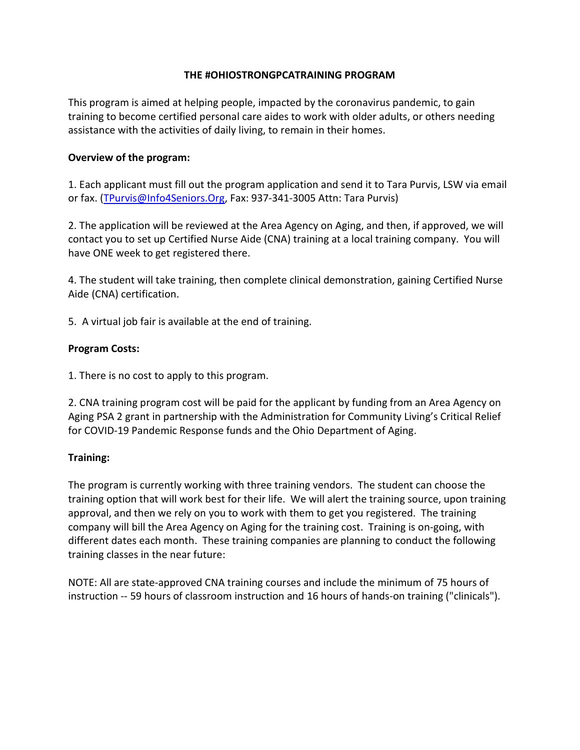# THE #OHIOSTRONGPCATRAINING PROGRAM

This program is aimed at helping people, impacted by the coronavirus pandemic, to gain training to become certified personal care aides to work with older adults, or others needing assistance with the activities of daily living, to remain in their homes.

**Overview of the program:**

1. Each applicant must fill out the program application and send it to Tara Purvis, LSW via email or fax. (TPurvis@Info4Seniors.Org, Fax: 937-341-3005 Attn: Tara Purvis)

2. The application will be reviewed at the Area Agency on Aging, and then, if approved, we will contact you to set up Certified Nurse Aide (CNA) training at a local training company. You will have ONE week to get registered there.

4. The student will take training, then complete clinical demonstration, gaining Certified Nurse Aide (CNA) certification.

5. A virtual job fair is available at the end of training.

**Program Costs:**

1. There is no cost to apply to this program.

2. CNA training program cost will be paid for the applicant by funding from an Area Agency on Aging PSA 2 grant in partnership with the Administration for Community Living's Critical Relief for COVID-19 Pandemic Response funds and the Ohio Department of Aging.

**Training:**

The program is currently working with three training vendors. The student can choose the training option that will work best for their life. We will alert the training source, upon training approval, and then we rely on you to work with them to get you registered. The training company will bill the Area Agency on Aging for the training cost. Training is on-going, with different dates each month. These training companies are planning to conduct the following training classes in the near future:

NOTE: All are state-approved CNA training courses and include the minimum of 75 hours of instruction -- 59 hours of classroom instruction and 16 hours of hands-on training ("clinicals").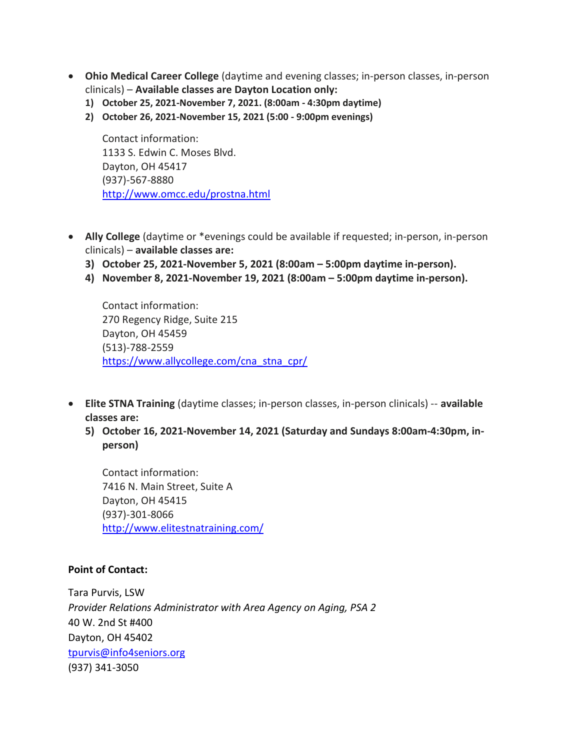- **Ohio Medical Career College** (daytime and evening classes; in-person classes, in-person clinicals) – **Available classes are Dayton Location only:**
  1) **October 25, 2021-November 7, 2021. (8:00am - 4:30pm daytime)**
  2) **October 26, 2021-November 15, 2021 (5:00 - 9:00pm evenings)**

     Contact information:
     1133 S. Edwin C. Moses Blvd.
     Dayton, OH 45417
     (937)-567-8880
     http://www.omcc.edu/prostna.html

- **Ally College** (daytime or *evenings could be available if requested; in-person, in-person clinicals) – **available classes are:**
  3) **October 25, 2021-November 5, 2021 (8:00am – 5:00pm daytime in-person).**
  4) **November 8, 2021-November 19, 2021 (8:00am – 5:00pm daytime in-person).**

     Contact information:
     270 Regency Ridge, Suite 215
     Dayton, OH 45459
     (513)-788-2559
     https://www.allycollege.com/cna_stna_cpr/

- **Elite STNA Training** (daytime classes; in-person classes, in-person clinicals) -- **available classes are:**
  5) **October 16, 2021-November 14, 2021 (Saturday and Sundays 8:00am-4:30pm, in-person)**

     Contact information:
     7416 N. Main Street, Suite A
     Dayton, OH 45415
     (937)-301-8066
     http://www.elitestnatraining.com/

**Point of Contact:**

Tara Purvis, LSW
*Provider Relations Administrator with Area Agency on Aging, PSA 2*
40 W. 2nd St #400
Dayton, OH 45402
tpurvis@info4seniors.org
(937) 341-3050